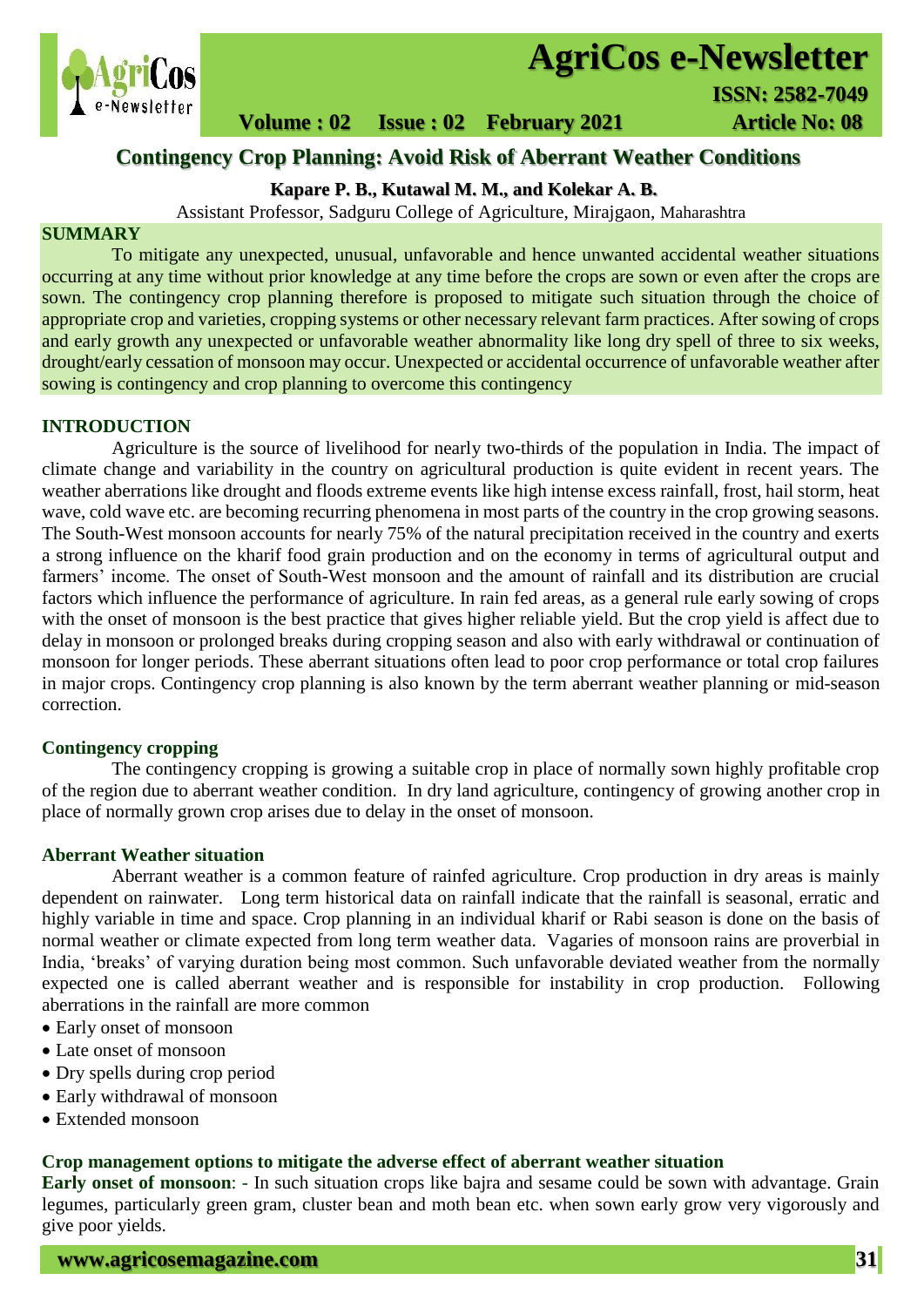# Contingency Crop Planning: Avoid Risk of Aberrant Weather Conditions

**Kapare P. B., Kutawal M. M., and Kolekar A. B.**

Assistant Professor, Sadguru College of Agriculture, Mirajgaon, Maharashtra

## SUMMARY

To mitigate any unexpected, unusual, unfavorable and hence unwanted accidental weather situations occurring at any time without prior knowledge at any time before the crops are sown or even after the crops are sown. The contingency crop planning therefore is proposed to mitigate such situation through the choice of appropriate crop and varieties, cropping systems or other necessary relevant farm practices. After sowing of crops and early growth any unexpected or unfavorable weather abnormality like long dry spell of three to six weeks, drought/early cessation of monsoon may occur. Unexpected or accidental occurrence of unfavorable weather after sowing is contingency and crop planning to overcome this contingency

## INTRODUCTION

Agriculture is the source of livelihood for nearly two-thirds of the population in India. The impact of climate change and variability in the country on agricultural production is quite evident in recent years. The weather aberrations like drought and floods extreme events like high intense excess rainfall, frost, hail storm, heat wave, cold wave etc. are becoming recurring phenomena in most parts of the country in the crop growing seasons. The South-West monsoon accounts for nearly 75% of the natural precipitation received in the country and exerts a strong influence on the kharif food grain production and on the economy in terms of agricultural output and farmers' income. The onset of South-West monsoon and the amount of rainfall and its distribution are crucial factors which influence the performance of agriculture. In rain fed areas, as a general rule early sowing of crops with the onset of monsoon is the best practice that gives higher reliable yield. But the crop yield is affect due to delay in monsoon or prolonged breaks during cropping season and also with early withdrawal or continuation of monsoon for longer periods. These aberrant situations often lead to poor crop performance or total crop failures in major crops. Contingency crop planning is also known by the term aberrant weather planning or mid-season correction.

### Contingency cropping

The contingency cropping is growing a suitable crop in place of normally sown highly profitable crop of the region due to aberrant weather condition. In dry land agriculture, contingency of growing another crop in place of normally grown crop arises due to delay in the onset of monsoon.

### Aberrant Weather situation

Aberrant weather is a common feature of rainfed agriculture. Crop production in dry areas is mainly dependent on rainwater. Long term historical data on rainfall indicate that the rainfall is seasonal, erratic and highly variable in time and space. Crop planning in an individual kharif or Rabi season is done on the basis of normal weather or climate expected from long term weather data. Vagaries of monsoon rains are proverbial in India, 'breaks' of varying duration being most common. Such unfavorable deviated weather from the normally expected one is called aberrant weather and is responsible for instability in crop production. Following aberrations in the rainfall are more common

- Early onset of monsoon
- Late onset of monsoon
- Dry spells during crop period
- Early withdrawal of monsoon
- Extended monsoon

### Crop management options to mitigate the adverse effect of aberrant weather situation

**Early onset of monsoon**: - In such situation crops like bajra and sesame could be sown with advantage. Grain legumes, particularly green gram, cluster bean and moth bean etc. when sown early grow very vigorously and give poor yields.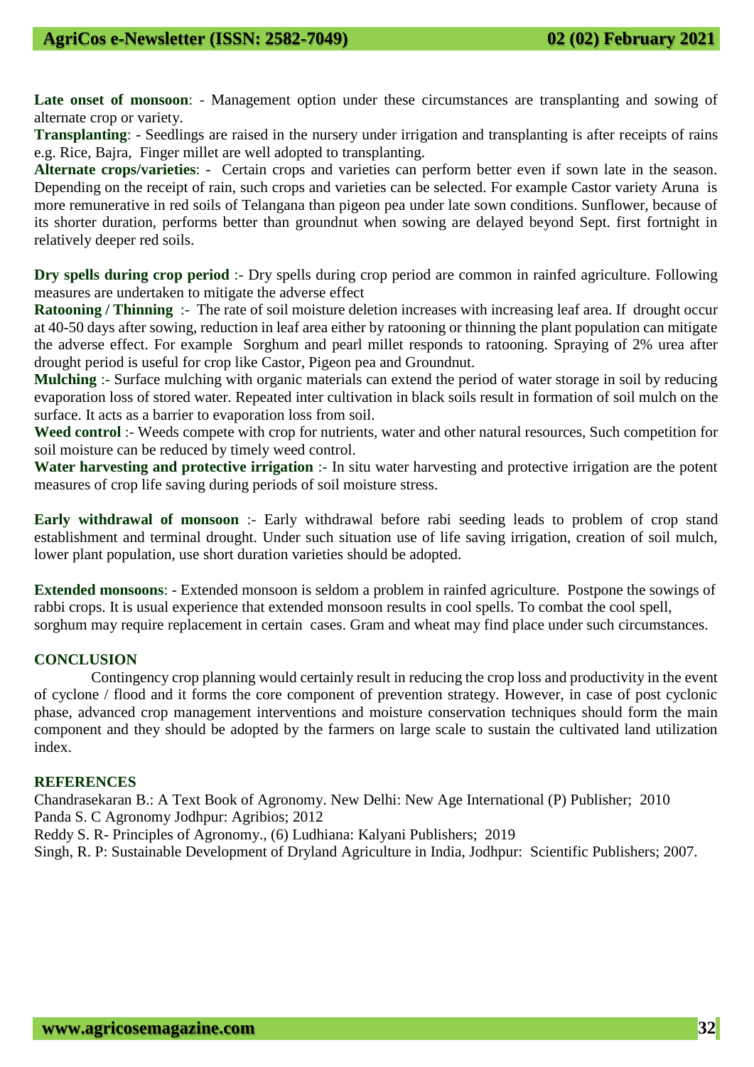**Late onset of monsoon**: - Management option under these circumstances are transplanting and sowing of alternate crop or variety.

**Transplanting**: - Seedlings are raised in the nursery under irrigation and transplanting is after receipts of rains e.g. Rice, Bajra, Finger millet are well adopted to transplanting.

**Alternate crops/varieties**: - Certain crops and varieties can perform better even if sown late in the season. Depending on the receipt of rain, such crops and varieties can be selected. For example Castor variety Aruna is more remunerative in red soils of Telangana than pigeon pea under late sown conditions. Sunflower, because of its shorter duration, performs better than groundnut when sowing are delayed beyond Sept. first fortnight in relatively deeper red soils.

**Dry spells during crop period** :- Dry spells during crop period are common in rainfed agriculture. Following measures are undertaken to mitigate the adverse effect

**Ratooning / Thinning** :- The rate of soil moisture deletion increases with increasing leaf area. If drought occur at 40-50 days after sowing, reduction in leaf area either by ratooning or thinning the plant population can mitigate the adverse effect. For example Sorghum and pearl millet responds to ratooning. Spraying of 2% urea after drought period is useful for crop like Castor, Pigeon pea and Groundnut.

**Mulching** :- Surface mulching with organic materials can extend the period of water storage in soil by reducing evaporation loss of stored water. Repeated inter cultivation in black soils result in formation of soil mulch on the surface. It acts as a barrier to evaporation loss from soil.

**Weed control** :- Weeds compete with crop for nutrients, water and other natural resources, Such competition for soil moisture can be reduced by timely weed control.

**Water harvesting and protective irrigation** :- In situ water harvesting and protective irrigation are the potent measures of crop life saving during periods of soil moisture stress.

**Early withdrawal of monsoon** :- Early withdrawal before rabi seeding leads to problem of crop stand establishment and terminal drought. Under such situation use of life saving irrigation, creation of soil mulch, lower plant population, use short duration varieties should be adopted.

**Extended monsoons**: - Extended monsoon is seldom a problem in rainfed agriculture. Postpone the sowings of rabbi crops. It is usual experience that extended monsoon results in cool spells. To combat the cool spell, sorghum may require replacement in certain cases. Gram and wheat may find place under such circumstances.

## CONCLUSION

Contingency crop planning would certainly result in reducing the crop loss and productivity in the event of cyclone / flood and it forms the core component of prevention strategy. However, in case of post cyclonic phase, advanced crop management interventions and moisture conservation techniques should form the main component and they should be adopted by the farmers on large scale to sustain the cultivated land utilization index.

## REFERENCES

Chandrasekaran B.: A Text Book of Agronomy. New Delhi: New Age International (P) Publisher; 2010

Panda S. C Agronomy Jodhpur: Agribios; 2012

Reddy S. R- Principles of Agronomy., (6) Ludhiana: Kalyani Publishers; 2019

Singh, R. P: Sustainable Development of Dryland Agriculture in India, Jodhpur: Scientific Publishers; 2007.